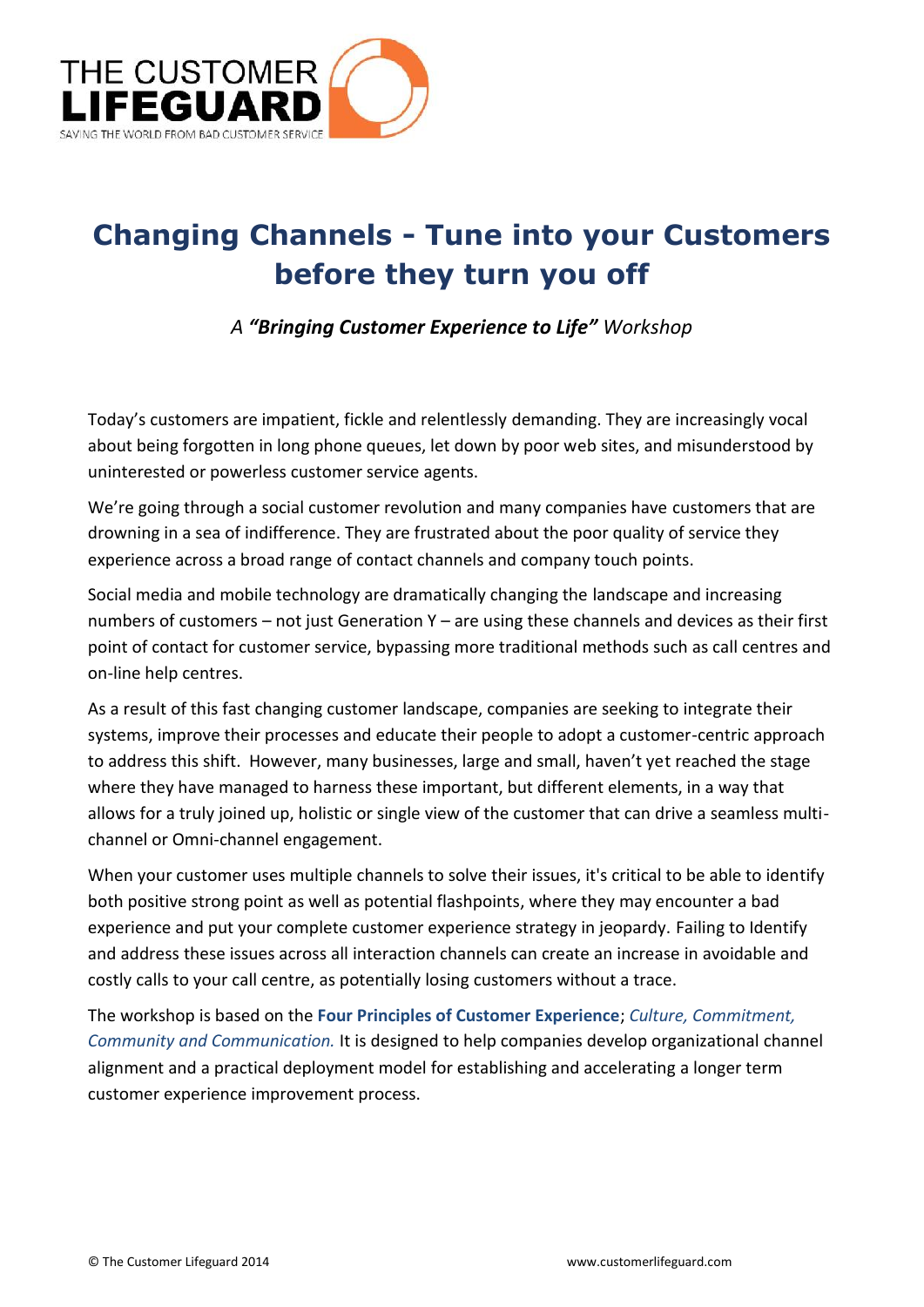THE CUSTOMER **LIFEGUARD**

SAVING THE WORLD FROM BAD CUSTOMER SERVICE

# Changing Channels - Tune into your Customers before they turn you off

*A **"Bringing Customer Experience to Life"** Workshop*

Today's customers are impatient, fickle and relentlessly demanding. They are increasingly vocal about being forgotten in long phone queues, let down by poor web sites, and misunderstood by uninterested or powerless customer service agents.

We're going through a social customer revolution and many companies have customers that are drowning in a sea of indifference. They are frustrated about the poor quality of service they experience across a broad range of contact channels and company touch points.

Social media and mobile technology are dramatically changing the landscape and increasing numbers of customers – not just Generation Y – are using these channels and devices as their first point of contact for customer service, bypassing more traditional methods such as call centres and on-line help centres.

As a result of this fast changing customer landscape, companies are seeking to integrate their systems, improve their processes and educate their people to adopt a customer-centric approach to address this shift. However, many businesses, large and small, haven't yet reached the stage where they have managed to harness these important, but different elements, in a way that allows for a truly joined up, holistic or single view of the customer that can drive a seamless multi-channel or Omni-channel engagement.

When your customer uses multiple channels to solve their issues, it's critical to be able to identify both positive strong point as well as potential flashpoints, where they may encounter a bad experience and put your complete customer experience strategy in jeopardy. Failing to Identify and address these issues across all interaction channels can create an increase in avoidable and costly calls to your call centre, as potentially losing customers without a trace.

The workshop is based on the **Four Principles of Customer Experience**; *Culture, Commitment, Community and Communication.* It is designed to help companies develop organizational channel alignment and a practical deployment model for establishing and accelerating a longer term customer experience improvement process.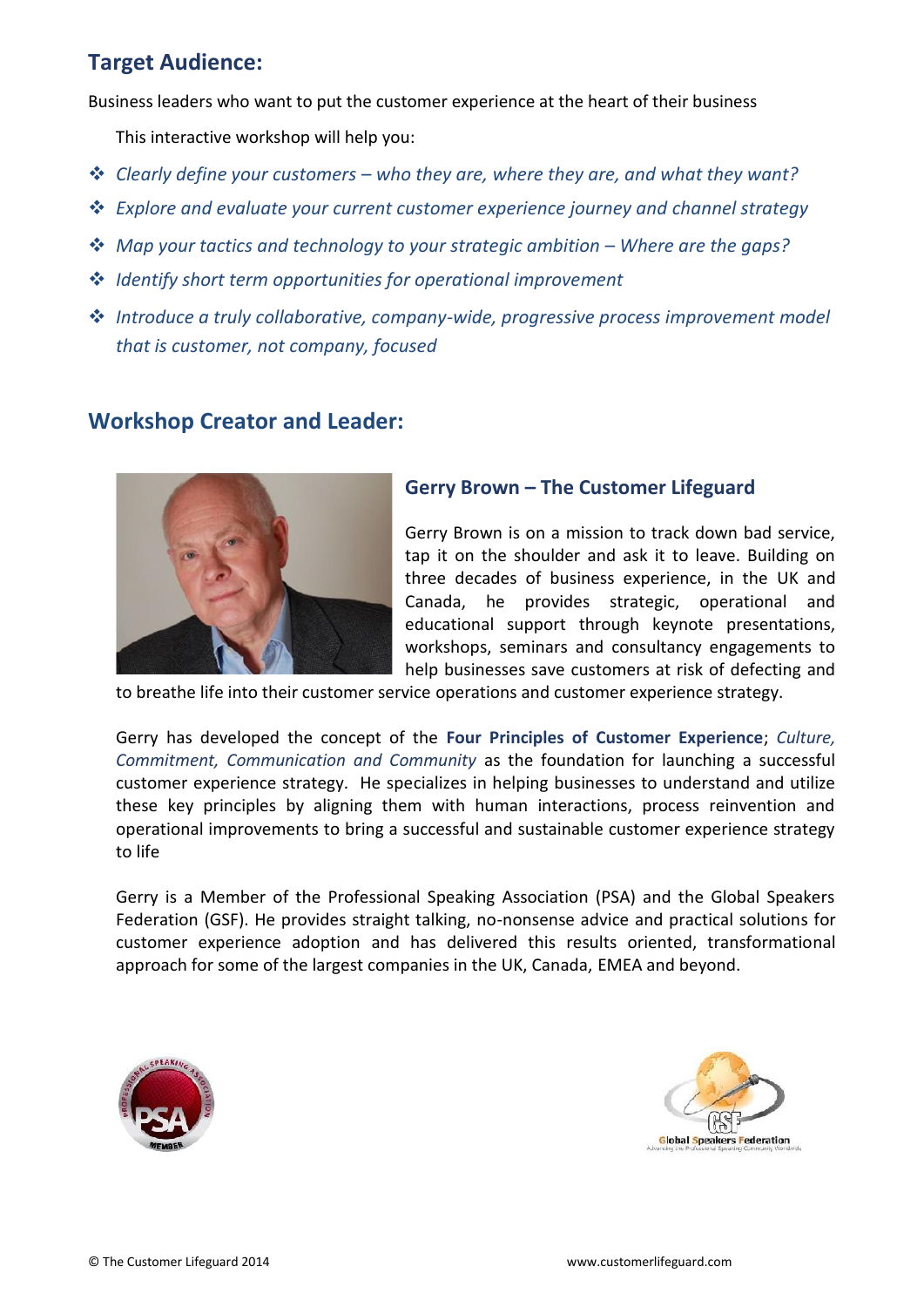## Target Audience:

Business leaders who want to put the customer experience at the heart of their business

This interactive workshop will help you:

- *Clearly define your customers – who they are, where they are, and what they want?*
- *Explore and evaluate your current customer experience journey and channel strategy*
- *Map your tactics and technology to your strategic ambition – Where are the gaps?*
- *Identify short term opportunities for operational improvement*
- *Introduce a truly collaborative, company-wide, progressive process improvement model that is customer, not company, focused*

## Workshop Creator and Leader:

### Gerry Brown – The Customer Lifeguard

Gerry Brown is on a mission to track down bad service, tap it on the shoulder and ask it to leave. Building on three decades of business experience, in the UK and Canada, he provides strategic, operational and educational support through keynote presentations, workshops, seminars and consultancy engagements to help businesses save customers at risk of defecting and to breathe life into their customer service operations and customer experience strategy.

Gerry has developed the concept of the **Four Principles of Customer Experience**; *Culture, Commitment, Communication and Community* as the foundation for launching a successful customer experience strategy. He specializes in helping businesses to understand and utilize these key principles by aligning them with human interactions, process reinvention and operational improvements to bring a successful and sustainable customer experience strategy to life

Gerry is a Member of the Professional Speaking Association (PSA) and the Global Speakers Federation (GSF). He provides straight talking, no-nonsense advice and practical solutions for customer experience adoption and has delivered this results oriented, transformational approach for some of the largest companies in the UK, Canada, EMEA and beyond.

© The Customer Lifeguard 2014 www.customerlifeguard.com